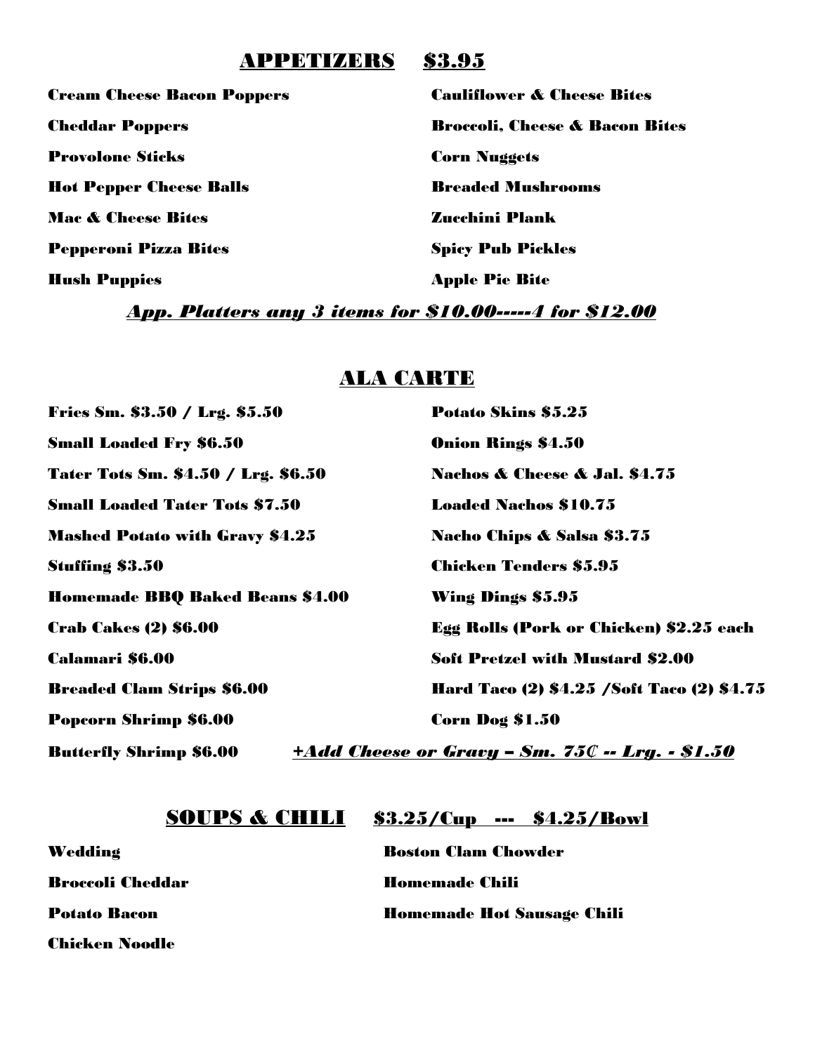## APPETIZERS $3.95

**Cream Cheese Bacon Poppers**

**Cheddar Poppers**

**Provolone Sticks**

**Hot Pepper Cheese Balls**

**Mac & Cheese Bites**

**Pepperoni Pizza Bites**

**Hush Puppies**

**Cauliflower & Cheese Bites**

**Broccoli, Cheese & Bacon Bites**

**Corn Nuggets**

**Breaded Mushrooms**

**Zucchini Plank**

**Spicy Pub Pickles**

**Apple Pie Bite**

***App. Platters any 3 items for $10.00-----4 for $12.00***

## ALA CARTE

**Fries Sm. $3.50 / Lrg. $5.50**

**Small Loaded Fry $6.50**

**Tater Tots Sm. $4.50 / Lrg. $6.50**

**Small Loaded Tater Tots $7.50**

**Mashed Potato with Gravy $4.25**

**Stuffing $3.50**

**Homemade BBQ Baked Beans $4.00**

**Crab Cakes (2) $6.00**

**Calamari $6.00**

**Breaded Clam Strips $6.00**

**Popcorn Shrimp $6.00**

**Butterfly Shrimp $6.00**

**Potato Skins $5.25**

**Onion Rings $4.50**

**Nachos & Cheese & Jal. $4.75**

**Loaded Nachos $10.75**

**Nacho Chips & Salsa $3.75**

**Chicken Tenders $5.95**

**Wing Dings $5.95**

**Egg Rolls (Pork or Chicken) $2.25 each**

**Soft Pretzel with Mustard $2.00**

**Hard Taco (2) $4.25 /Soft Taco (2) $4.75**

**Corn Dog $1.50**

***+Add Cheese or Gravy – Sm. 75¢ -- Lrg. - $1.50***

## SOUPS & CHILI $3.25/Cup --- $4.25/Bowl

**Wedding**

**Broccoli Cheddar**

**Potato Bacon**

**Chicken Noodle**

**Boston Clam Chowder**

**Homemade Chili**

**Homemade Hot Sausage Chili**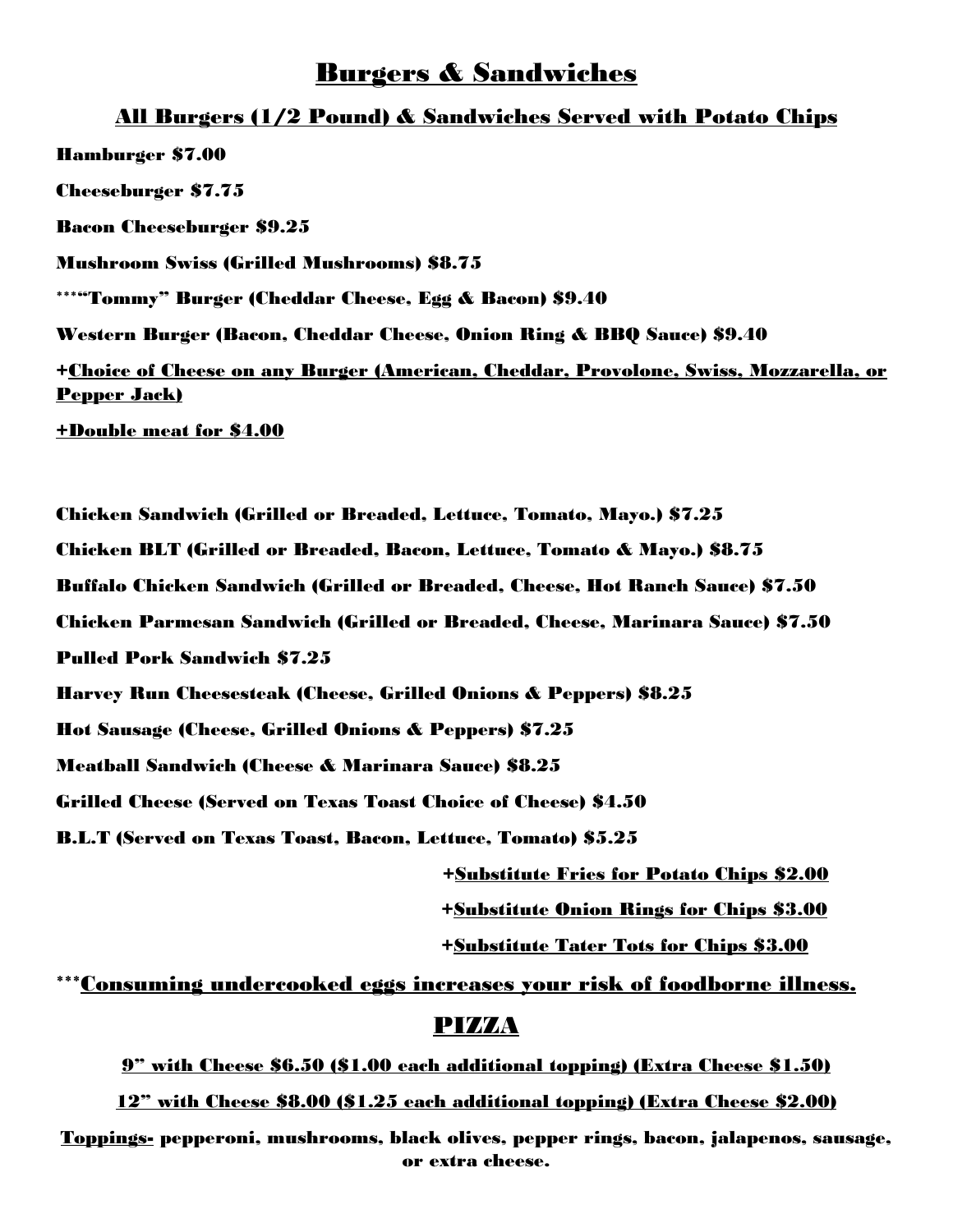# Burgers & Sandwiches

## All Burgers (1/2 Pound) & Sandwiches Served with Potato Chips

**Hamburger $7.00**

**Cheeseburger $7.75**

**Bacon Cheeseburger $9.25**

**Mushroom Swiss (Grilled Mushrooms) $8.75**

***"Tommy" Burger (Cheddar Cheese, Egg & Bacon) $9.40**

**Western Burger (Bacon, Cheddar Cheese, Onion Ring & BBQ Sauce) $9.40**

**+Choice of Cheese on any Burger (American, Cheddar, Provolone, Swiss, Mozzarella, or Pepper Jack)**

**+Double meat for $4.00**

**Chicken Sandwich (Grilled or Breaded, Lettuce, Tomato, Mayo.) $7.25**

**Chicken BLT (Grilled or Breaded, Bacon, Lettuce, Tomato & Mayo.) $8.75**

**Buffalo Chicken Sandwich (Grilled or Breaded, Cheese, Hot Ranch Sauce) $7.50**

**Chicken Parmesan Sandwich (Grilled or Breaded, Cheese, Marinara Sauce) $7.50**

**Pulled Pork Sandwich $7.25**

**Harvey Run Cheesesteak (Cheese, Grilled Onions & Peppers) $8.25**

**Hot Sausage (Cheese, Grilled Onions & Peppers) $7.25**

**Meatball Sandwich (Cheese & Marinara Sauce) $8.25**

**Grilled Cheese (Served on Texas Toast Choice of Cheese) $4.50**

**B.L.T (Served on Texas Toast, Bacon, Lettuce, Tomato) $5.25**

**+Substitute Fries for Potato Chips $2.00**

**+Substitute Onion Rings for Chips $3.00**

**+Substitute Tater Tots for Chips $3.00**

***Consuming undercooked eggs increases your risk of foodborne illness.**

# PIZZA

**9" with Cheese $6.50 ($1.00 each additional topping) (Extra Cheese $1.50)**

**12" with Cheese $8.00 ($1.25 each additional topping) (Extra Cheese $2.00)**

**Toppings- pepperoni, mushrooms, black olives, pepper rings, bacon, jalapenos, sausage, or extra cheese.**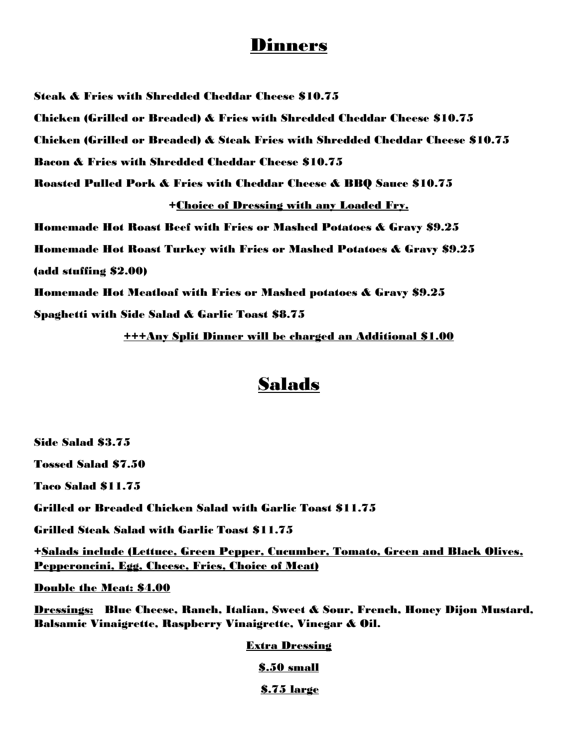# Dinners

**Steak & Fries with Shredded Cheddar Cheese $10.75**

**Chicken (Grilled or Breaded) & Fries with Shredded Cheddar Cheese $10.75**

**Chicken (Grilled or Breaded) & Steak Fries with Shredded Cheddar Cheese $10.75**

**Bacon & Fries with Shredded Cheddar Cheese $10.75**

**Roasted Pulled Pork & Fries with Cheddar Cheese & BBQ Sauce $10.75**

**+Choice of Dressing with any Loaded Fry.**

**Homemade Hot Roast Beef with Fries or Mashed Potatoes & Gravy $9.25**

**Homemade Hot Roast Turkey with Fries or Mashed Potatoes & Gravy $9.25**

**(add stuffing $2.00)**

**Homemade Hot Meatloaf with Fries or Mashed potatoes & Gravy $9.25**

**Spaghetti with Side Salad & Garlic Toast $8.75**

**+++Any Split Dinner will be charged an Additional $1.00**

# Salads

**Side Salad $3.75**

**Tossed Salad $7.50**

**Taco Salad $11.75**

**Grilled or Breaded Chicken Salad with Garlic Toast $11.75**

**Grilled Steak Salad with Garlic Toast $11.75**

**+Salads include (Lettuce, Green Pepper, Cucumber, Tomato, Green and Black Olives, Pepperoncini, Egg, Cheese, Fries, Choice of Meat)**

**Double the Meat: $4.00**

**Dressings: Blue Cheese, Ranch, Italian, Sweet & Sour, French, Honey Dijon Mustard, Balsamic Vinaigrette, Raspberry Vinaigrette, Vinegar & Oil.**

**Extra Dressing**

**$.50 small**

**$.75 large**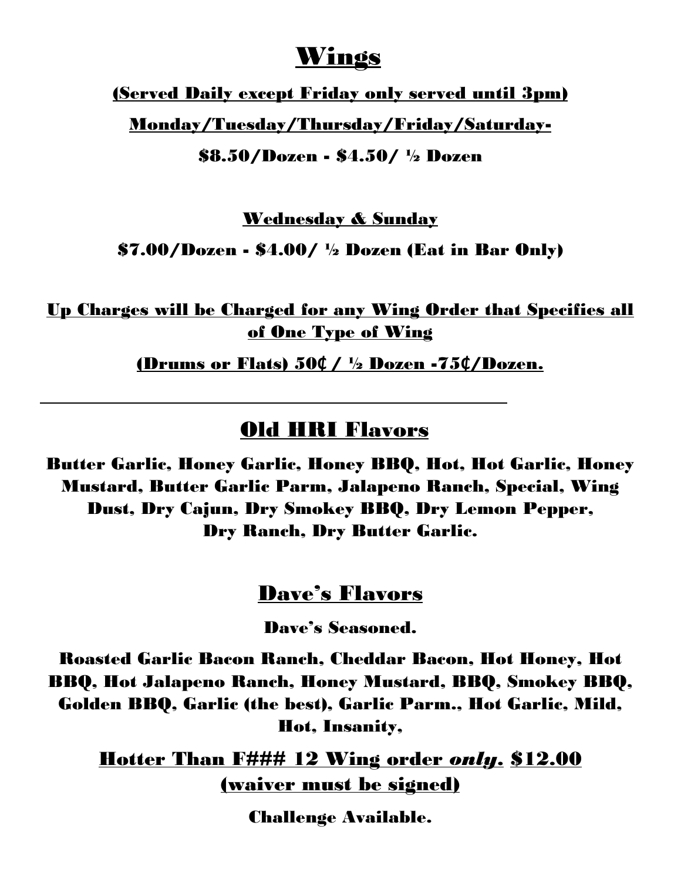# Wings

**(Served Daily except Friday only served until 3pm)**

**Monday/Tuesday/Thursday/Friday/Saturday-**

**$8.50/Dozen - $4.50/ ½ Dozen**

**Wednesday & Sunday**

**$7.00/Dozen - $4.00/ ½ Dozen (Eat in Bar Only)**

**Up Charges will be Charged for any Wing Order that Specifies all of One Type of Wing**

**(Drums or Flats) 50¢ / ½ Dozen -75¢/Dozen.**

---

## Old HRI Flavors

**Butter Garlic, Honey Garlic, Honey BBQ, Hot, Hot Garlic, Honey Mustard, Butter Garlic Parm, Jalapeno Ranch, Special, Wing Dust, Dry Cajun, Dry Smokey BBQ, Dry Lemon Pepper, Dry Ranch, Dry Butter Garlic.**

## Dave's Flavors

**Dave's Seasoned.**

**Roasted Garlic Bacon Ranch, Cheddar Bacon, Hot Honey, Hot BBQ, Hot Jalapeno Ranch, Honey Mustard, BBQ, Smokey BBQ, Golden BBQ, Garlic (the best), Garlic Parm., Hot Garlic, Mild, Hot, Insanity,**

**Hotter Than F### 12 Wing order *only*. $12.00 (waiver must be signed)**

**Challenge Available.**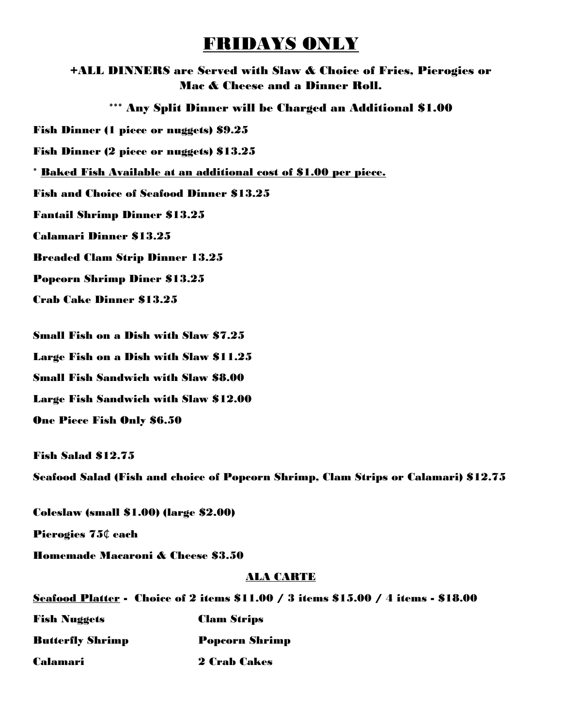# FRIDAYS ONLY

**+ALL DINNERS are Served with Slaw & Choice of Fries, Pierogies or Mac & Cheese and a Dinner Roll.**

**\*\*\* Any Split Dinner will be Charged an Additional $1.00**

**Fish Dinner (1 piece or nuggets) $9.25**

**Fish Dinner (2 piece or nuggets) $13.25**

**\* Baked Fish Available at an additional cost of $1.00 per piece.**

**Fish and Choice of Seafood Dinner $13.25**

**Fantail Shrimp Dinner $13.25**

**Calamari Dinner $13.25**

**Breaded Clam Strip Dinner 13.25**

**Popcorn Shrimp Diner $13.25**

**Crab Cake Dinner $13.25**

**Small Fish on a Dish with Slaw $7.25**

**Large Fish on a Dish with Slaw $11.25**

**Small Fish Sandwich with Slaw $8.00**

**Large Fish Sandwich with Slaw $12.00**

**One Piece Fish Only $6.50**

**Fish Salad $12.75**

**Seafood Salad (Fish and choice of Popcorn Shrimp, Clam Strips or Calamari) $12.75**

**Coleslaw (small $1.00) (large $2.00)**

**Pierogies 75¢ each**

**Homemade Macaroni & Cheese $3.50**

## ALA CARTE

**Seafood Platter - Choice of 2 items $11.00 / 3 items $15.00 / 4 items - $18.00**

| | |
|---|---|
| Fish Nuggets | Clam Strips |
| Butterfly Shrimp | Popcorn Shrimp |
| Calamari | 2 Crab Cakes |